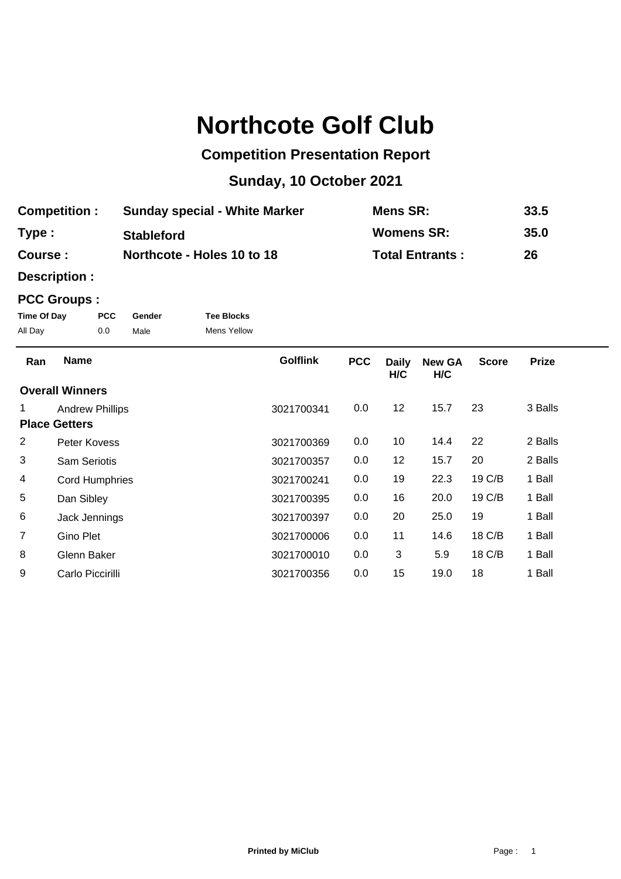# Northcote Golf Club

## Competition Presentation Report

## Sunday, 10 October 2021

| | | | |
|---|---|---|---|
| **Competition :** | **Sunday special - White Marker** | **Mens SR:** | **33.5** |
| **Type :** | **Stableford** | **Womens SR:** | **35.0** |
| **Course :** | **Northcote - Holes 10 to 18** | **Total Entrants :** | **26** |

**Description :**

**PCC Groups :**

| Time Of Day | PCC | Gender | Tee Blocks |
|---|---|---|---|
| All Day | 0.0 | Male | Mens Yellow |

| Ran | Name | Golflink | PCC | Daily H/C | New GA H/C | Score | Prize |
|---|---|---|---|---|---|---|---|
| **Overall Winners** | | | | | | | |
| 1 | Andrew Phillips | 3021700341 | 0.0 | 12 | 15.7 | 23 | 3 Balls |
| **Place Getters** | | | | | | | |
| 2 | Peter Kovess | 3021700369 | 0.0 | 10 | 14.4 | 22 | 2 Balls |
| 3 | Sam Seriotis | 3021700357 | 0.0 | 12 | 15.7 | 20 | 2 Balls |
| 4 | Cord Humphries | 3021700241 | 0.0 | 19 | 22.3 | 19 C/B | 1 Ball |
| 5 | Dan Sibley | 3021700395 | 0.0 | 16 | 20.0 | 19 C/B | 1 Ball |
| 6 | Jack Jennings | 3021700397 | 0.0 | 20 | 25.0 | 19 | 1 Ball |
| 7 | Gino Plet | 3021700006 | 0.0 | 11 | 14.6 | 18 C/B | 1 Ball |
| 8 | Glenn Baker | 3021700010 | 0.0 | 3 | 5.9 | 18 C/B | 1 Ball |
| 9 | Carlo Piccirilli | 3021700356 | 0.0 | 15 | 19.0 | 18 | 1 Ball |

**Printed by MiClub**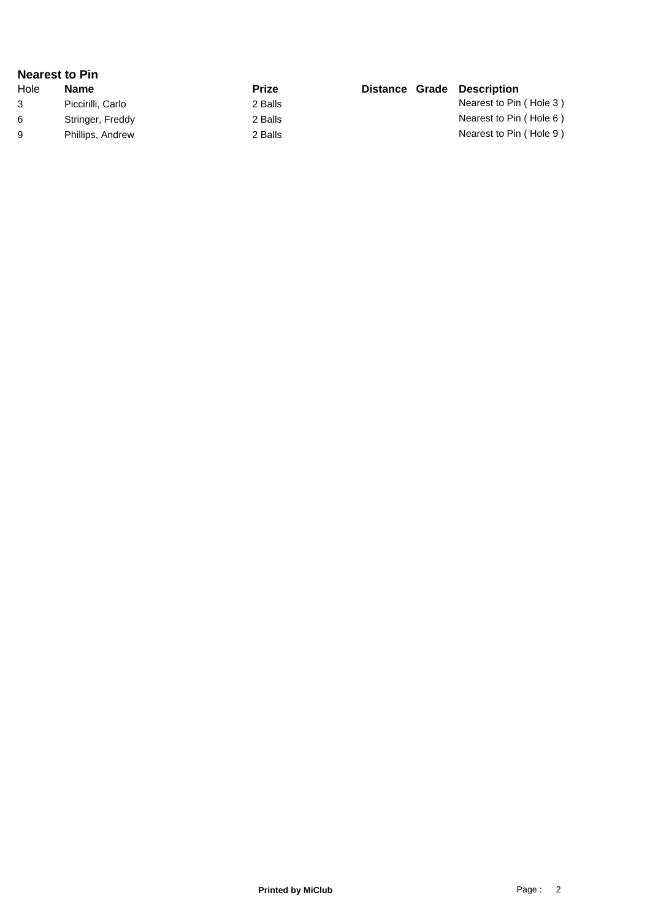## Nearest to Pin

| Hole | Name | Prize | Distance | Grade | Description |
|---|---|---|---|---|---|
| 3 | Piccirilli, Carlo | 2 Balls | | | Nearest to Pin ( Hole 3 ) |
| 6 | Stringer, Freddy | 2 Balls | | | Nearest to Pin ( Hole 6 ) |
| 9 | Phillips, Andrew | 2 Balls | | | Nearest to Pin ( Hole 9 ) |

**Printed by MiClub**